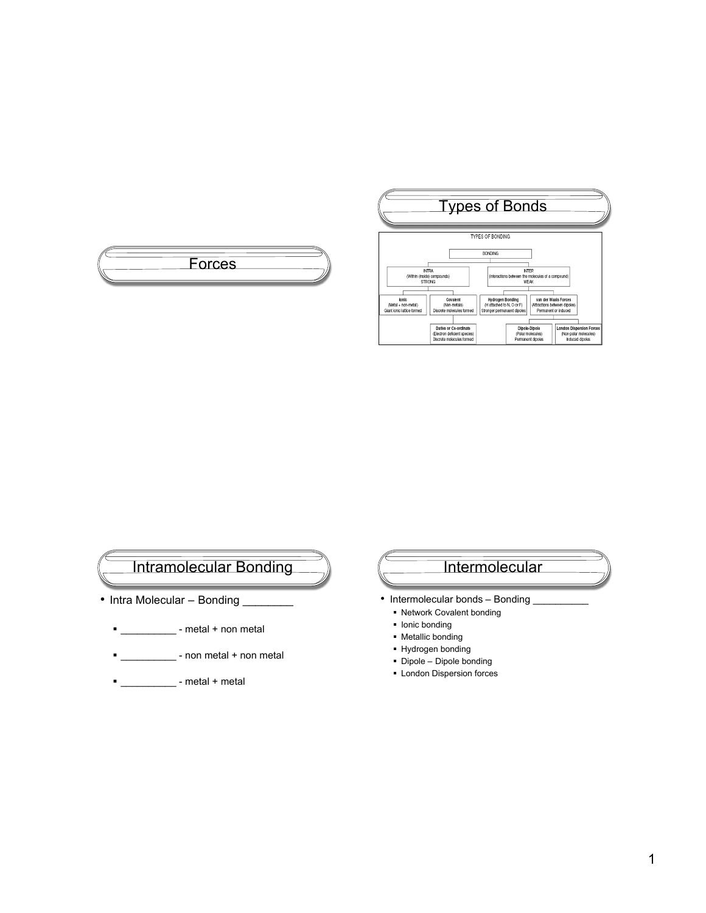# Forces

# Types of Bonds

TYPES OF BONDING

- BONDING
  - INTRA (Within (inside) compounds) STRONG
    - Ionic (Metal + non-metal) Giant ionic lattice formed
    - Covalent (Non-metals) Discrete molecules formed
      - Dative or Co-ordinate (Electron deficient species) Discrete molecules formed
  - INTER (Interactions between the molecules of a compound) WEAK
    - Hydrogen Bonding (H attached to N, O or F) Stronger permanaent dipoles
    - van der Waals Forces (Attractions between dipoles) Permanent or induced
      - Dipole-Dipole (Polar molecules) Permanent dipoles
      - London Dispersion Forces (Non-polar molecules) Induced dipoles

# Intramolecular Bonding

- Intra Molecular – Bonding ________
  - _________ - metal + non metal
  - _________ - non metal + non metal
  - _________ - metal + metal

# Intermolecular

- Intermolecular bonds – Bonding _________
  - Network Covalent bonding
  - Ionic bonding
  - Metallic bonding
  - Hydrogen bonding
  - Dipole – Dipole bonding
  - London Dispersion forces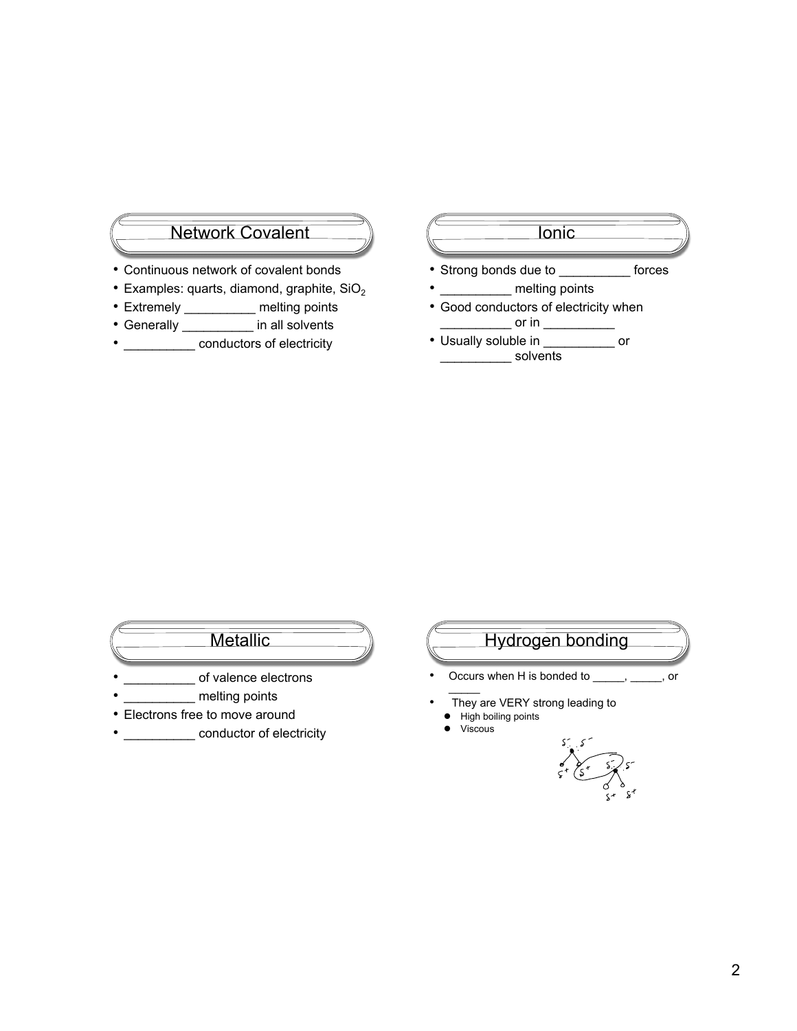## Network Covalent

- Continuous network of covalent bonds
- Examples: quarts, diamond, graphite, $SiO_2$
- Extremely __________ melting points
- Generally __________ in all solvents
- __________ conductors of electricity

## Ionic

- Strong bonds due to __________ forces
- __________ melting points
- Good conductors of electricity when __________ or in __________
- Usually soluble in __________ or __________ solvents

## Metallic

- __________ of valence electrons
- __________ melting points
- Electrons free to move around
- __________ conductor of electricity

## Hydrogen bonding

- Occurs when H is bonded to _____, _____, or _____
- They are VERY strong leading to
  - High boiling points
  - Viscous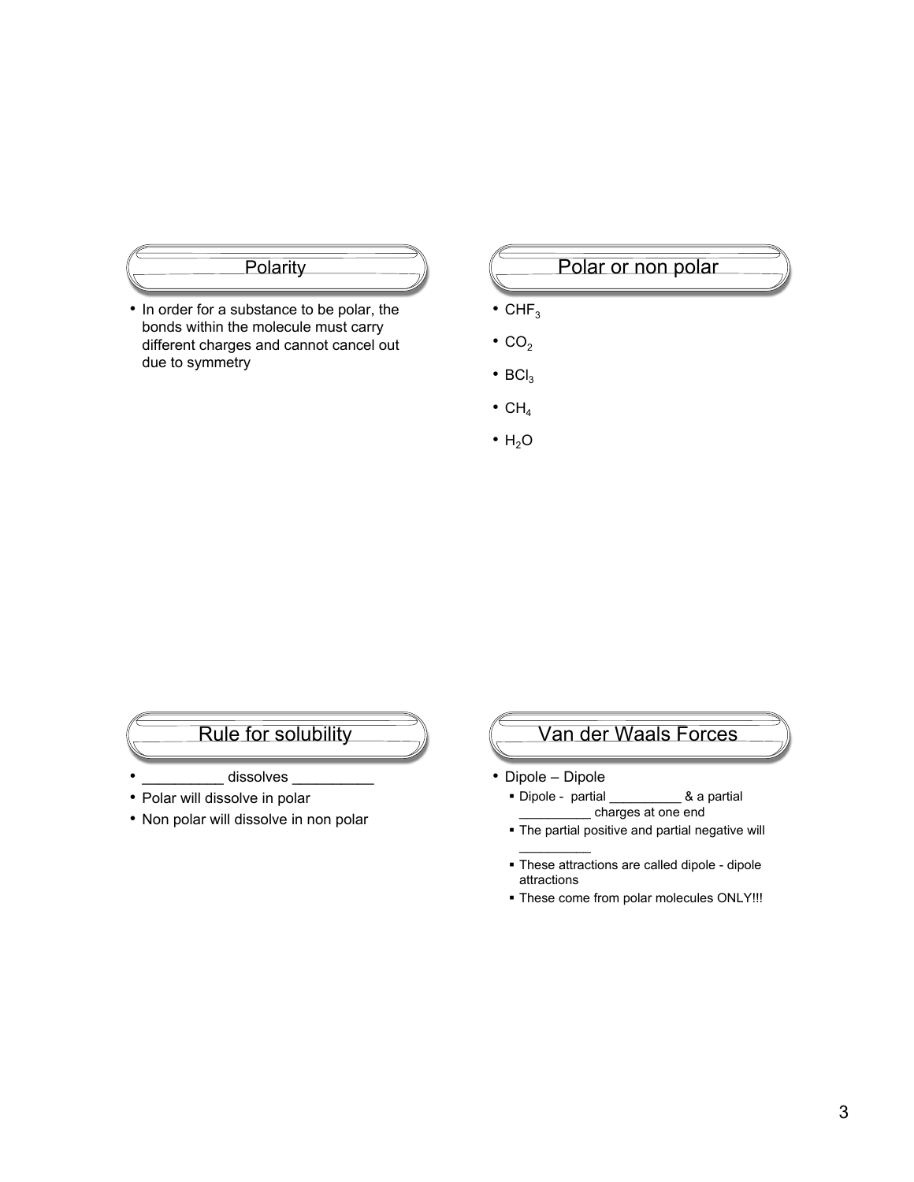## Polarity

- In order for a substance to be polar, the bonds within the molecule must carry different charges and cannot cancel out due to symmetry

## Polar or non polar

- $CHF_3$
- $CO_2$
- $BCl_3$
- $CH_4$
- $H_2O$

## Rule for solubility

- __________ dissolves __________
- Polar will dissolve in polar
- Non polar will dissolve in non polar

## Van der Waals Forces

- Dipole – Dipole
  - Dipole - partial __________ & a partial __________ charges at one end
  - The partial positive and partial negative will __________
  - These attractions are called dipole - dipole attractions
  - These come from polar molecules ONLY!!!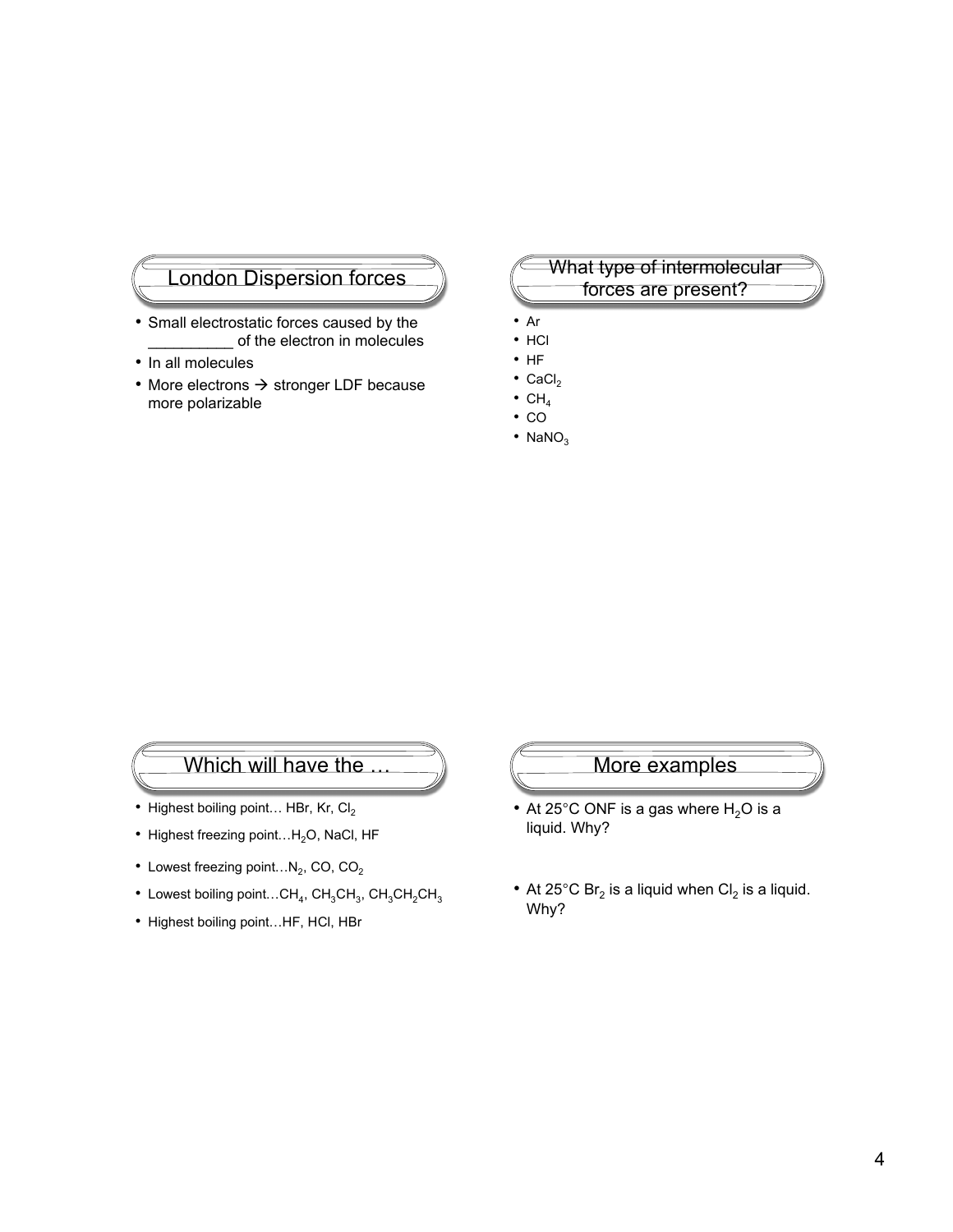## London Dispersion forces

- Small electrostatic forces caused by the __________ of the electron in molecules
- In all molecules
- More electrons → stronger LDF because more polarizable

## What type of intermolecular forces are present?

- Ar
- HCl
- HF
- $CaCl_2$
- $CH_4$
- CO
- $NaNO_3$

## Which will have the …

- Highest boiling point… HBr, Kr, $Cl_2$
- Highest freezing point…$H_2O$, NaCl, HF
- Lowest freezing point…$N_2$, CO, $CO_2$
- Lowest boiling point…$CH_4$, $CH_3CH_3$, $CH_3CH_2CH_3$
- Highest boiling point…HF, HCl, HBr

## More examples

- At 25°C ONF is a gas where $H_2O$ is a liquid. Why?
- At 25°C $Br_2$ is a liquid when $Cl_2$ is a liquid. Why?